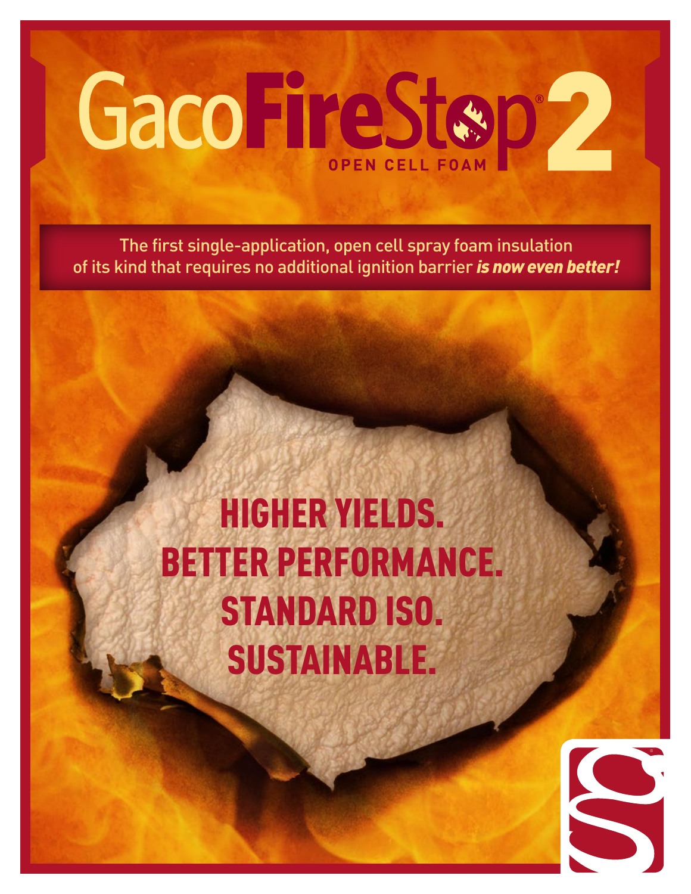# GacoFireStop® 2

OPEN CELL FOAM

The first single-application, open cell spray foam insulation of its kind that requires no additional ignition barrier ***is now even better!***

## HIGHER YIELDS.
## BETTER PERFORMANCE.
## STANDARD ISO.
## SUSTAINABLE.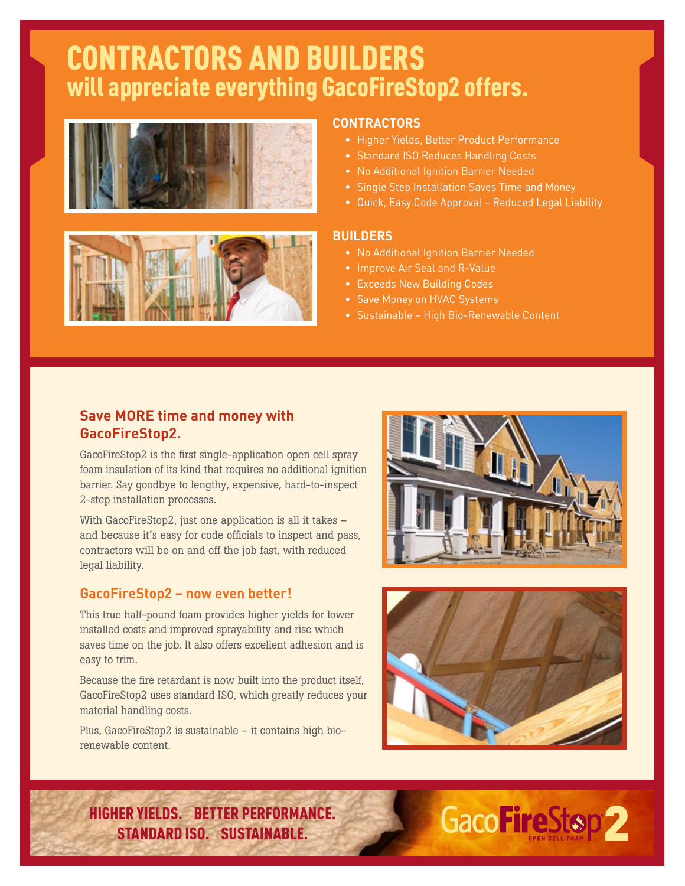# CONTRACTORS AND BUILDERS
## will appreciate everything GacoFireStop2 offers.

### CONTRACTORS

- Higher Yields, Better Product Performance
- Standard ISO Reduces Handling Costs
- No Additional Ignition Barrier Needed
- Single Step Installation Saves Time and Money
- Quick, Easy Code Approval – Reduced Legal Liability

### BUILDERS

- No Additional Ignition Barrier Needed
- Improve Air Seal and R-Value
- Exceeds New Building Codes
- Save Money on HVAC Systems
- Sustainable – High Bio-Renewable Content

### Save MORE time and money with GacoFireStop2.

GacoFireStop2 is the first single-application open cell spray foam insulation of its kind that requires no additional ignition barrier. Say goodbye to lengthy, expensive, hard-to-inspect 2-step installation processes.

With GacoFireStop2, just one application is all it takes – and because it's easy for code officials to inspect and pass, contractors will be on and off the job fast, with reduced legal liability.

### GacoFireStop2 – now even better!

This true half-pound foam provides higher yields for lower installed costs and improved sprayability and rise which saves time on the job. It also offers excellent adhesion and is easy to trim.

Because the fire retardant is now built into the product itself, GacoFireStop2 uses standard ISO, which greatly reduces your material handling costs.

Plus, GacoFireStop2 is sustainable – it contains high bio-renewable content.

**HIGHER YIELDS. BETTER PERFORMANCE. STANDARD ISO. SUSTAINABLE.**

GacoFireStop2 OPEN CELL FOAM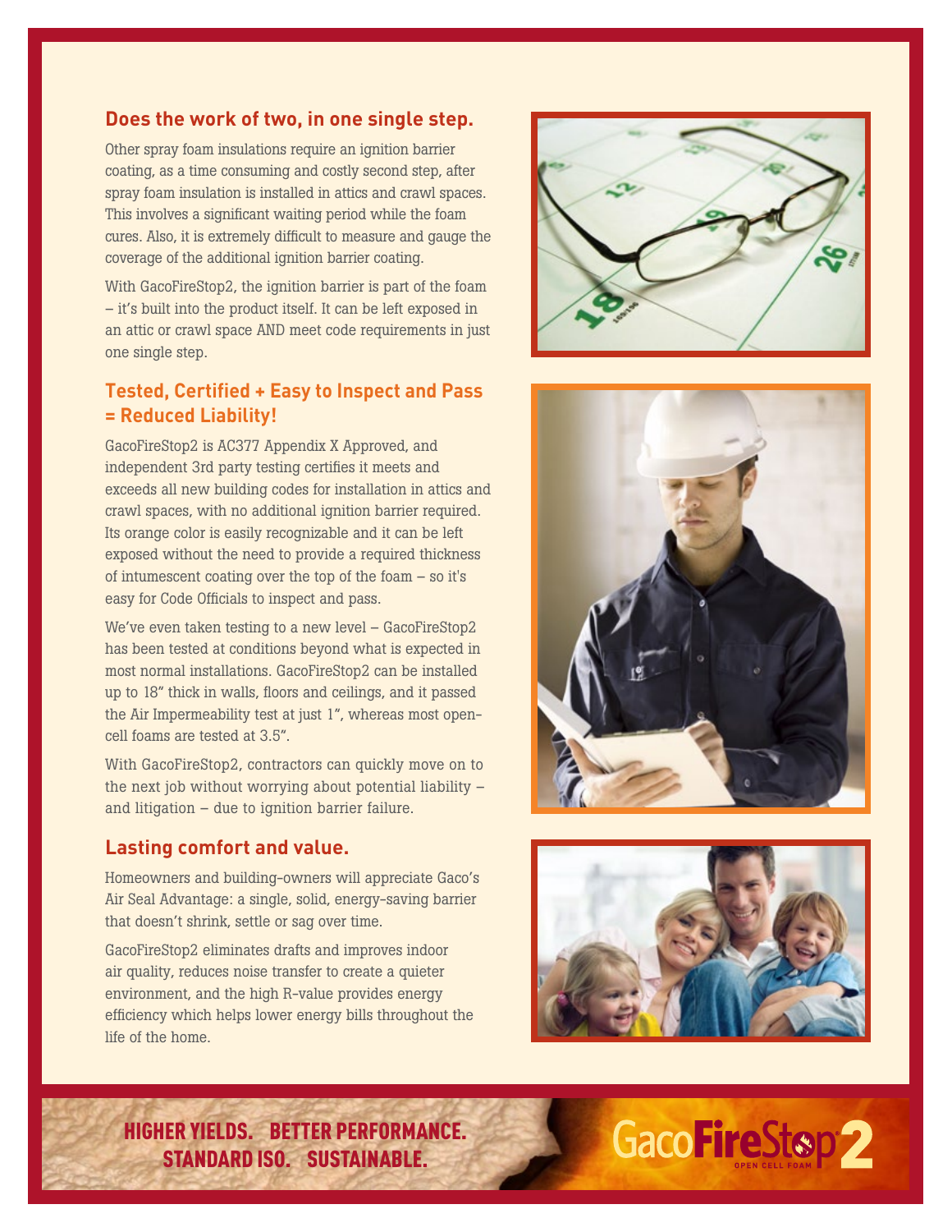## Does the work of two, in one single step.

Other spray foam insulations require an ignition barrier coating, as a time consuming and costly second step, after spray foam insulation is installed in attics and crawl spaces. This involves a significant waiting period while the foam cures. Also, it is extremely difficult to measure and gauge the coverage of the additional ignition barrier coating.

With GacoFireStop2, the ignition barrier is part of the foam – it's built into the product itself. It can be left exposed in an attic or crawl space AND meet code requirements in just one single step.

## Tested, Certified + Easy to Inspect and Pass = Reduced Liability!

GacoFireStop2 is AC377 Appendix X Approved, and independent 3rd party testing certifies it meets and exceeds all new building codes for installation in attics and crawl spaces, with no additional ignition barrier required. Its orange color is easily recognizable and it can be left exposed without the need to provide a required thickness of intumescent coating over the top of the foam – so it's easy for Code Officials to inspect and pass.

We've even taken testing to a new level – GacoFireStop2 has been tested at conditions beyond what is expected in most normal installations. GacoFireStop2 can be installed up to 18" thick in walls, floors and ceilings, and it passed the Air Impermeability test at just 1", whereas most open-cell foams are tested at 3.5".

With GacoFireStop2, contractors can quickly move on to the next job without worrying about potential liability – and litigation – due to ignition barrier failure.

## Lasting comfort and value.

Homeowners and building-owners will appreciate Gaco's Air Seal Advantage: a single, solid, energy-saving barrier that doesn't shrink, settle or sag over time.

GacoFireStop2 eliminates drafts and improves indoor air quality, reduces noise transfer to create a quieter environment, and the high R-value provides energy efficiency which helps lower energy bills throughout the life of the home.

**HIGHER YIELDS. BETTER PERFORMANCE. STANDARD ISO. SUSTAINABLE.**

**GacoFireStop2** OPEN CELL FOAM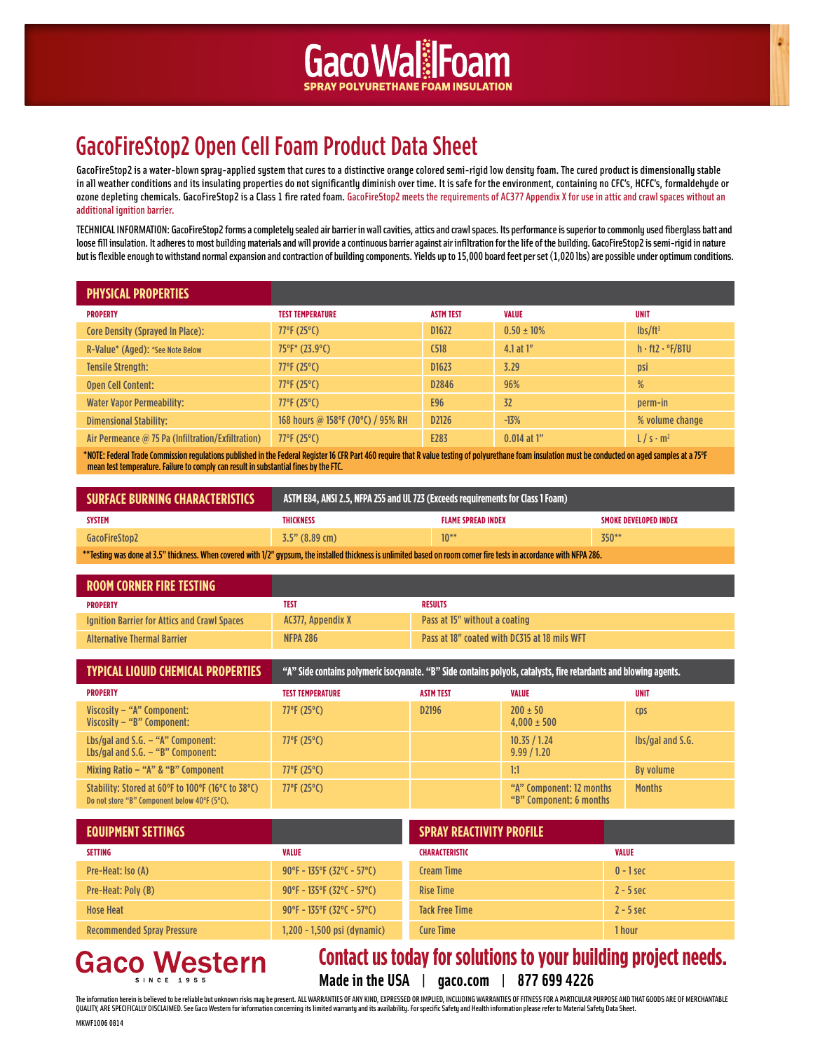# GacoWallFoam

SPRAY POLYURETHANE FOAM INSULATION

## GacoFireStop2 Open Cell Foam Product Data Sheet

GacoFireStop2 is a water-blown spray-applied system that cures to a distinctive orange colored semi-rigid low density foam. The cured product is dimensionally stable in all weather conditions and its insulating properties do not significantly diminish over time. It is safe for the environment, containing no CFC's, HCFC's, formaldehyde or ozone depleting chemicals. GacoFireStop2 is a Class 1 fire rated foam. GacoFireStop2 meets the requirements of AC377 Appendix X for use in attic and crawl spaces without an additional ignition barrier.

TECHNICAL INFORMATION: GacoFireStop2 forms a completely sealed air barrier in wall cavities, attics and crawl spaces. Its performance is superior to commonly used fiberglass batt and loose fill insulation. It adheres to most building materials and will provide a continuous barrier against air infiltration for the life of the building. GacoFireStop2 is semi-rigid in nature but is flexible enough to withstand normal expansion and contraction of building components. Yields up to 15,000 board feet per set (1,020 lbs) are possible under optimum conditions.

### PHYSICAL PROPERTIES

| PROPERTY | TEST TEMPERATURE | ASTM TEST | VALUE | UNIT |
|---|---|---|---|---|
| Core Density (Sprayed In Place): | 77°F (25°C) | D1622 | 0.50 ± 10% | lbs/ft$^3$ |
| R-Value* (Aged): *See Note Below | 75°F* (23.9°C) | C518 | 4.1 at 1" | h · ft2 · °F/BTU |
| Tensile Strength: | 77°F (25°C) | D1623 | 3.29 | psi |
| Open Cell Content: | 77°F (25°C) | D2846 | 96% | % |
| Water Vapor Permeability: | 77°F (25°C) | E96 | 32 | perm-in |
| Dimensional Stability: | 168 hours @ 158°F (70°C) / 95% RH | D2126 | -13% | % volume change |
| Air Permeance @ 75 Pa (Infiltration/Exfiltration) | 77°F (25°C) | E283 | 0.014 at 1" | L / s · m$^2$ |

*NOTE: Federal Trade Commission regulations published in the Federal Register 16 CFR Part 460 require that R value testing of polyurethane foam insulation must be conducted on aged samples at a 75°F mean test temperature. Failure to comply can result in substantial fines by the FTC.

### SURFACE BURNING CHARACTERISTICS

ASTM E84, ANSI 2.5, NFPA 255 and UL 723 (Exceeds requirements for Class 1 Foam)

| SYSTEM | THICKNESS | FLAME SPREAD INDEX | SMOKE DEVELOPED INDEX |
|---|---|---|---|
| GacoFireStop2 | 3.5" (8.89 cm) | 10** | 350** |

**Testing was done at 3.5" thickness. When covered with 1/2" gypsum, the installed thickness is unlimited based on room corner fire tests in accordance with NFPA 286.

### ROOM CORNER FIRE TESTING

| PROPERTY | TEST | RESULTS |
|---|---|---|
| Ignition Barrier for Attics and Crawl Spaces | AC377, Appendix X | Pass at 15" without a coating |
| Alternative Thermal Barrier | NFPA 286 | Pass at 18" coated with DC315 at 18 mils WFT |

### TYPICAL LIQUID CHEMICAL PROPERTIES

"A" Side contains polymeric isocyanate. "B" Side contains polyols, catalysts, fire retardants and blowing agents.

| PROPERTY | TEST TEMPERATURE | ASTM TEST | VALUE | UNIT |
|---|---|---|---|---|
| Viscosity – "A" Component:<br>Viscosity – "B" Component: | 77°F (25°C) | D2196 | 200 ± 50<br>4,000 ± 500 | cps |
| Lbs/gal and S.G. – "A" Component:<br>Lbs/gal and S.G. – "B" Component: | 77°F (25°C) | | 10.35 / 1.24<br>9.99 / 1.20 | lbs/gal and S.G. |
| Mixing Ratio – "A" & "B" Component | 77°F (25°C) | | 1:1 | By volume |
| Stability: Stored at 60°F to 100°F (16°C to 38°C)<br>Do not store "B" Component below 40°F (5°C). | 77°F (25°C) | | "A" Component: 12 months<br>"B" Component: 6 months | Months |

### EQUIPMENT SETTINGS

| SETTING | VALUE |
|---|---|
| Pre-Heat: Iso (A) | 90°F - 135°F (32°C - 57°C) |
| Pre-Heat: Poly (B) | 90°F - 135°F (32°C - 57°C) |
| Hose Heat | 90°F - 135°F (32°C - 57°C) |
| Recommended Spray Pressure | 1,200 - 1,500 psi (dynamic) |

### SPRAY REACTIVITY PROFILE

| CHARACTERISTIC | VALUE |
|---|---|
| Cream Time | 0 - 1 sec |
| Rise Time | 2 - 5 sec |
| Tack Free Time | 2 - 5 sec |
| Cure Time | 1 hour |

Gaco Western
SINCE 1955

**Contact us today for solutions to your building project needs.**

**Made in the USA | gaco.com | 877 699 4226**

The information herein is believed to be reliable but unknown risks may be present. ALL WARRANTIES OF ANY KIND, EXPRESSED OR IMPLIED, INCLUDING WARRANTIES OF FITNESS FOR A PARTICULAR PURPOSE AND THAT GOODS ARE OF MERCHANTABLE QUALITY, ARE SPECIFICALLY DISCLAIMED. See Gaco Western for information concerning its limited warranty and its availability. For specific Safety and Health information please refer to Material Safety Data Sheet.

MKWF1006 0814